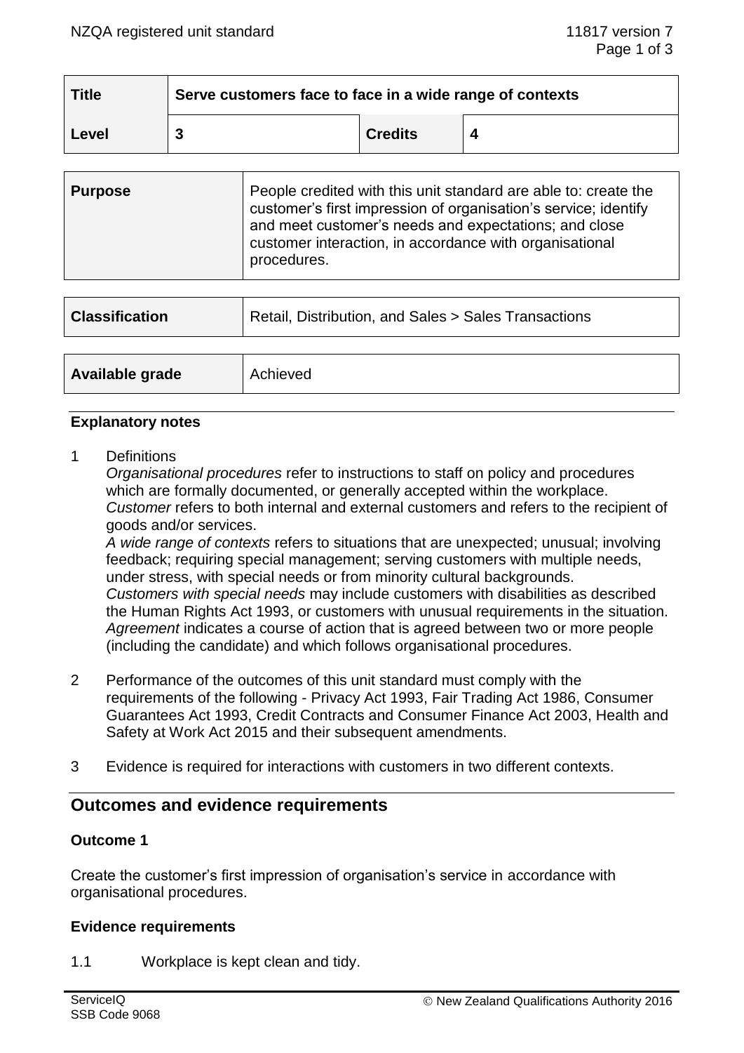| Title | Serve customers face to face in a wide range of contexts | | |
|---|---|---|---|
| Level | 3 | Credits | 4 |

| Purpose | People credited with this unit standard are able to: create the customer's first impression of organisation's service; identify and meet customer's needs and expectations; and close customer interaction, in accordance with organisational procedures. |
|---|---|

| Classification | Retail, Distribution, and Sales > Sales Transactions |
|---|---|

| Available grade | Achieved |
|---|---|

### Explanatory notes

1 Definitions
*Organisational procedures* refer to instructions to staff on policy and procedures which are formally documented, or generally accepted within the workplace.
*Customer* refers to both internal and external customers and refers to the recipient of goods and/or services.
*A wide range of contexts* refers to situations that are unexpected; unusual; involving feedback; requiring special management; serving customers with multiple needs, under stress, with special needs or from minority cultural backgrounds.
*Customers with special needs* may include customers with disabilities as described the Human Rights Act 1993, or customers with unusual requirements in the situation.
*Agreement* indicates a course of action that is agreed between two or more people (including the candidate) and which follows organisational procedures.

2 Performance of the outcomes of this unit standard must comply with the requirements of the following - Privacy Act 1993, Fair Trading Act 1986, Consumer Guarantees Act 1993, Credit Contracts and Consumer Finance Act 2003, Health and Safety at Work Act 2015 and their subsequent amendments.

3 Evidence is required for interactions with customers in two different contexts.

## Outcomes and evidence requirements

### Outcome 1

Create the customer's first impression of organisation's service in accordance with organisational procedures.

### Evidence requirements

1.1 Workplace is kept clean and tidy.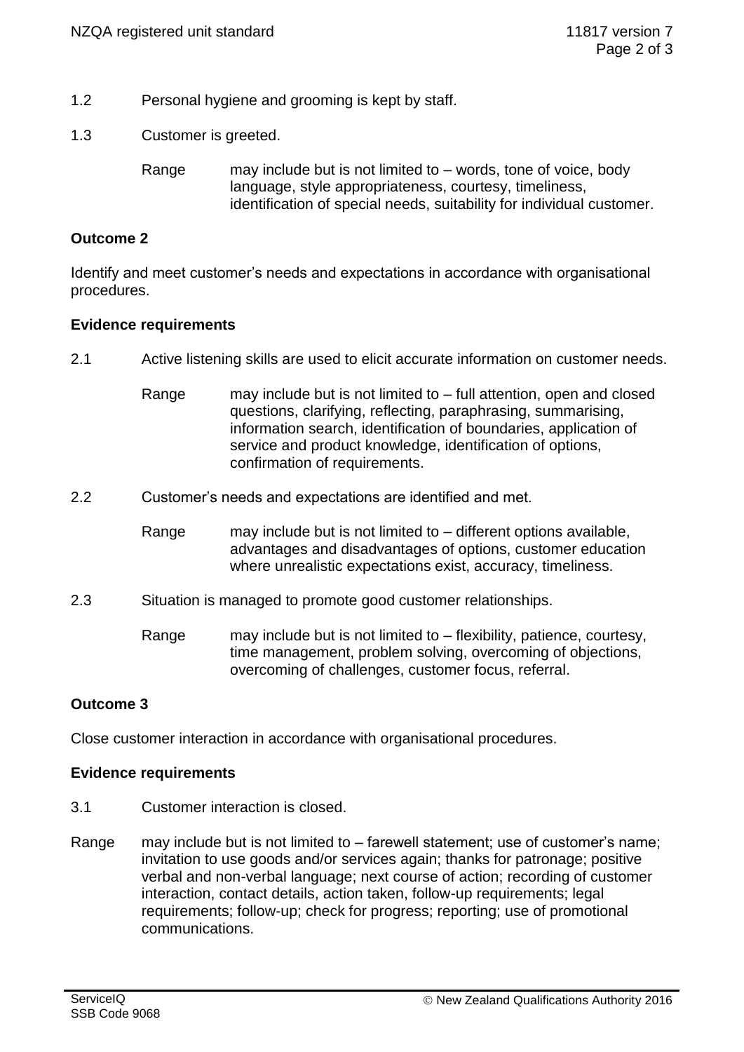1.2 Personal hygiene and grooming is kept by staff.

1.3 Customer is greeted.

Range may include but is not limited to – words, tone of voice, body language, style appropriateness, courtesy, timeliness, identification of special needs, suitability for individual customer.

**Outcome 2**

Identify and meet customer's needs and expectations in accordance with organisational procedures.

**Evidence requirements**

2.1 Active listening skills are used to elicit accurate information on customer needs.

Range may include but is not limited to – full attention, open and closed questions, clarifying, reflecting, paraphrasing, summarising, information search, identification of boundaries, application of service and product knowledge, identification of options, confirmation of requirements.

2.2 Customer's needs and expectations are identified and met.

Range may include but is not limited to – different options available, advantages and disadvantages of options, customer education where unrealistic expectations exist, accuracy, timeliness.

2.3 Situation is managed to promote good customer relationships.

Range may include but is not limited to – flexibility, patience, courtesy, time management, problem solving, overcoming of objections, overcoming of challenges, customer focus, referral.

**Outcome 3**

Close customer interaction in accordance with organisational procedures.

**Evidence requirements**

3.1 Customer interaction is closed.

Range may include but is not limited to – farewell statement; use of customer's name; invitation to use goods and/or services again; thanks for patronage; positive verbal and non-verbal language; next course of action; recording of customer interaction, contact details, action taken, follow-up requirements; legal requirements; follow-up; check for progress; reporting; use of promotional communications.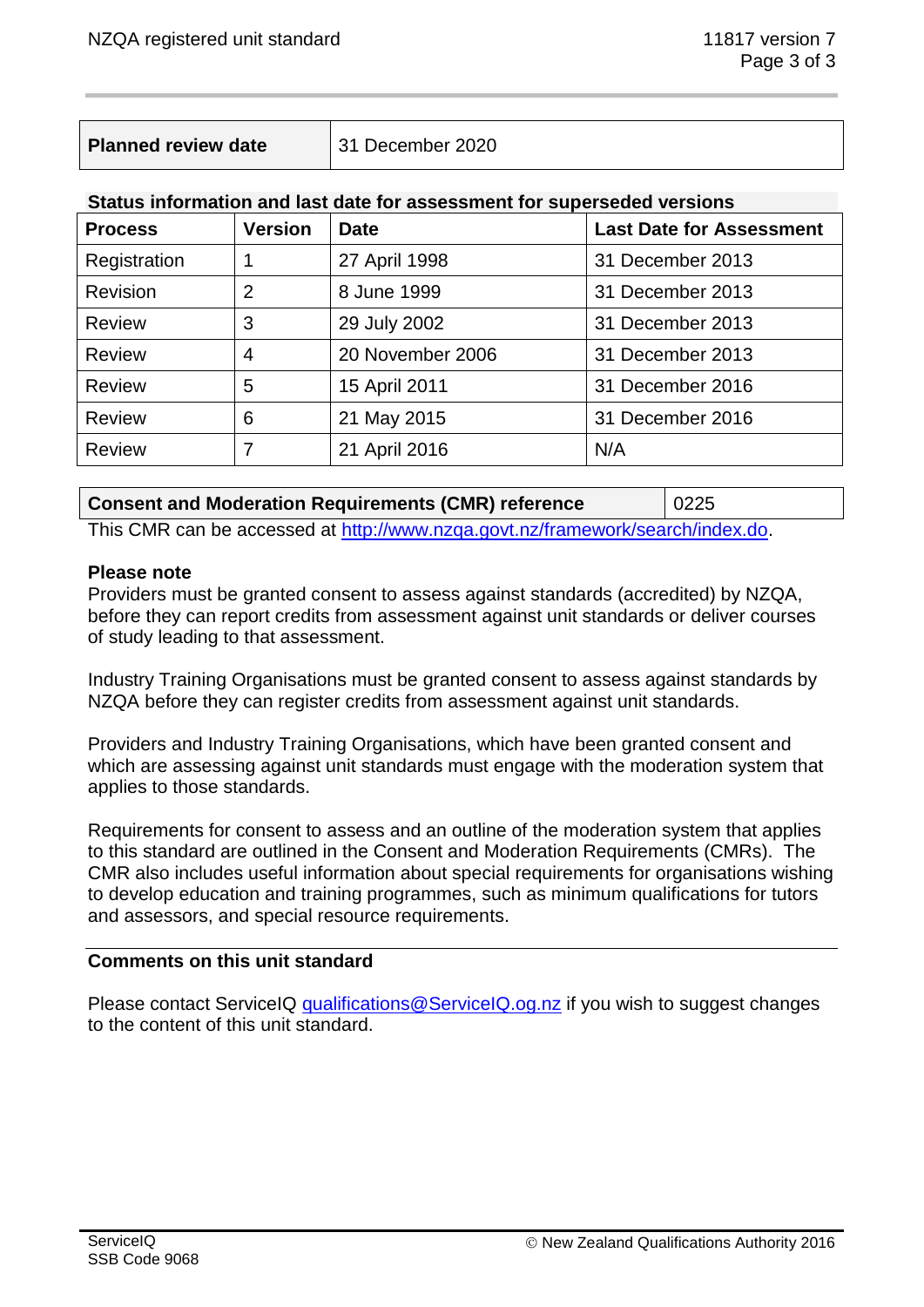| Planned review date | 31 December 2020 |
|---|---|

**Status information and last date for assessment for superseded versions**

| Process | Version | Date | Last Date for Assessment |
|---|---|---|---|
| Registration | 1 | 27 April 1998 | 31 December 2013 |
| Revision | 2 | 8 June 1999 | 31 December 2013 |
| Review | 3 | 29 July 2002 | 31 December 2013 |
| Review | 4 | 20 November 2006 | 31 December 2013 |
| Review | 5 | 15 April 2011 | 31 December 2016 |
| Review | 6 | 21 May 2015 | 31 December 2016 |
| Review | 7 | 21 April 2016 | N/A |

| Consent and Moderation Requirements (CMR) reference | 0225 |
|---|---|

This CMR can be accessed at http://www.nzqa.govt.nz/framework/search/index.do.

**Please note**

Providers must be granted consent to assess against standards (accredited) by NZQA, before they can report credits from assessment against unit standards or deliver courses of study leading to that assessment.

Industry Training Organisations must be granted consent to assess against standards by NZQA before they can register credits from assessment against unit standards.

Providers and Industry Training Organisations, which have been granted consent and which are assessing against unit standards must engage with the moderation system that applies to those standards.

Requirements for consent to assess and an outline of the moderation system that applies to this standard are outlined in the Consent and Moderation Requirements (CMRs). The CMR also includes useful information about special requirements for organisations wishing to develop education and training programmes, such as minimum qualifications for tutors and assessors, and special resource requirements.

**Comments on this unit standard**

Please contact ServiceIQ qualifications@ServiceIQ.og.nz if you wish to suggest changes to the content of this unit standard.